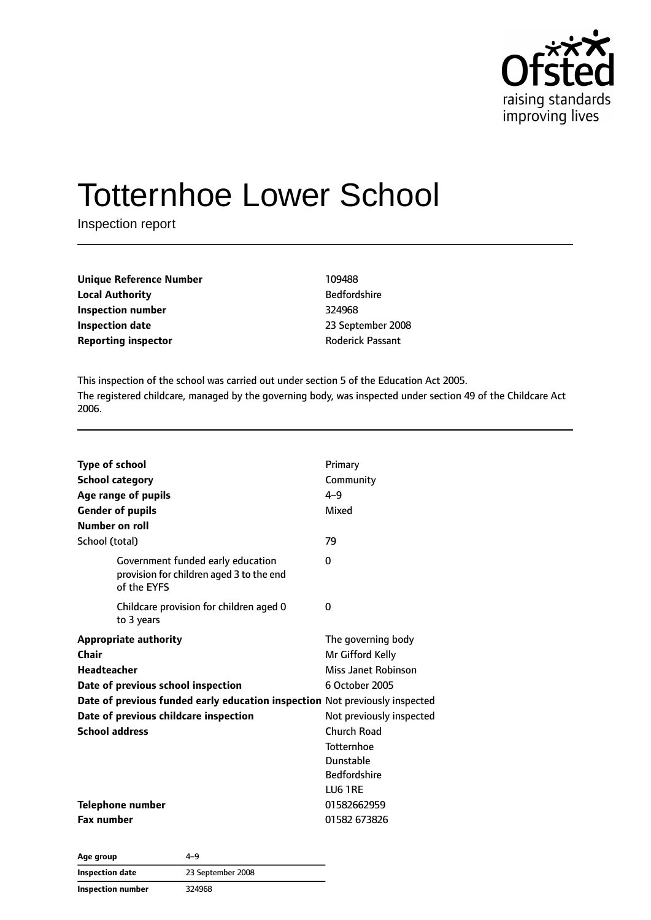# Totternhoe Lower School

Inspection report

| | |
|---|---|
| **Unique Reference Number** | 109488 |
| **Local Authority** | Bedfordshire |
| **Inspection number** | 324968 |
| **Inspection date** | 23 September 2008 |
| **Reporting inspector** | Roderick Passant |

This inspection of the school was carried out under section 5 of the Education Act 2005.

The registered childcare, managed by the governing body, was inspected under section 49 of the Childcare Act 2006.

| | |
|---|---|
| **Type of school** | Primary |
| **School category** | Community |
| **Age range of pupils** | 4–9 |
| **Gender of pupils** | Mixed |
| **Number on roll** | |
| School (total) | 79 |
| Government funded early education provision for children aged 3 to the end of the EYFS | 0 |
| Childcare provision for children aged 0 to 3 years | 0 |
| **Appropriate authority** | The governing body |
| **Chair** | Mr Gifford Kelly |
| **Headteacher** | Miss Janet Robinson |
| **Date of previous school inspection** | 6 October 2005 |
| **Date of previous funded early education inspection** | Not previously inspected |
| **Date of previous childcare inspection** | Not previously inspected |
| **School address** | Church Road<br>Totternhoe<br>Dunstable<br>Bedfordshire<br>LU6 1RE |
| **Telephone number** | 01582662959 |
| **Fax number** | 01582 673826 |

| | |
|---|---|
| **Age group** | 4–9 |
| **Inspection date** | 23 September 2008 |
| **Inspection number** | 324968 |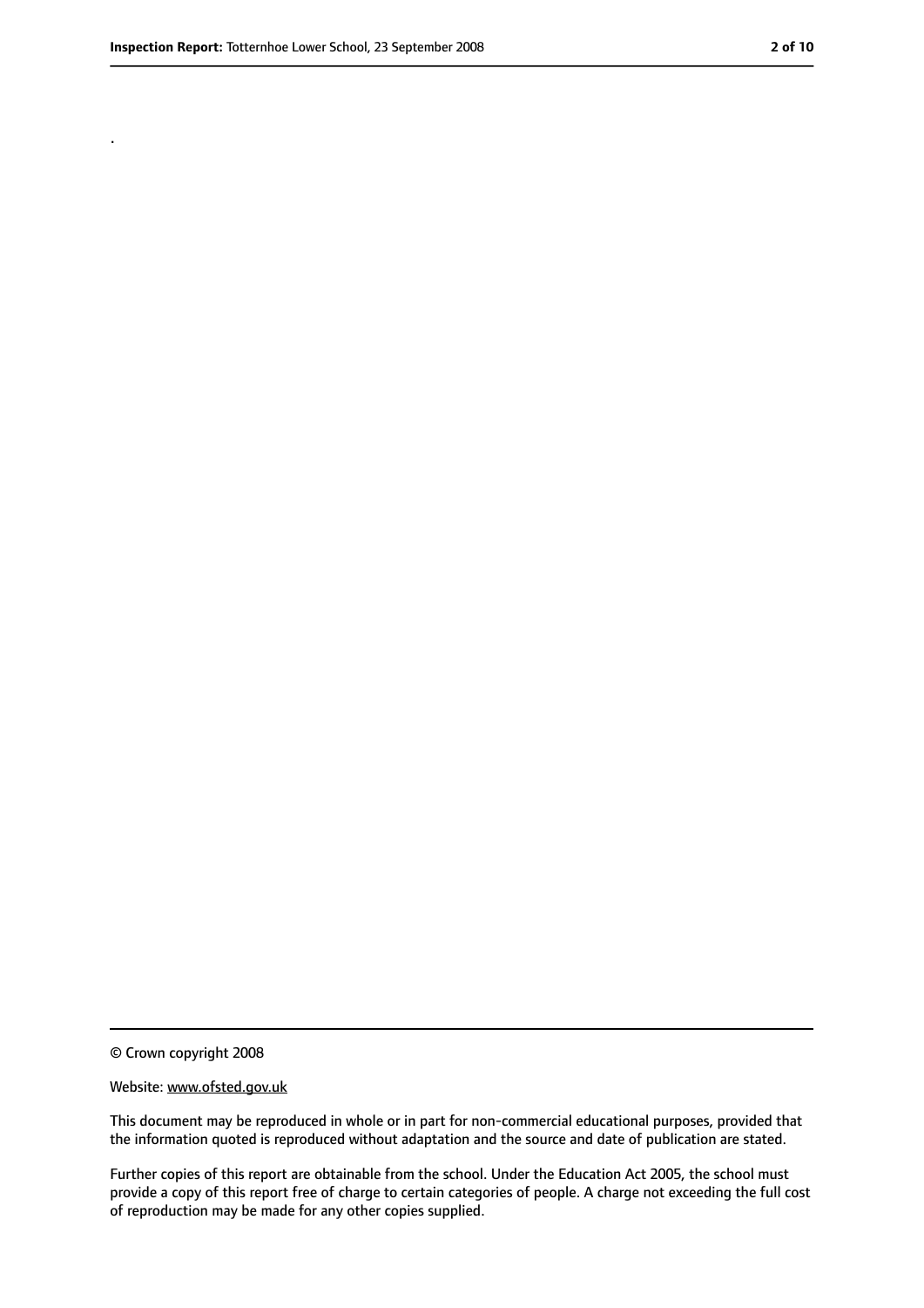.

© Crown copyright 2008

Website: www.ofsted.gov.uk

This document may be reproduced in whole or in part for non-commercial educational purposes, provided that the information quoted is reproduced without adaptation and the source and date of publication are stated.

Further copies of this report are obtainable from the school. Under the Education Act 2005, the school must provide a copy of this report free of charge to certain categories of people. A charge not exceeding the full cost of reproduction may be made for any other copies supplied.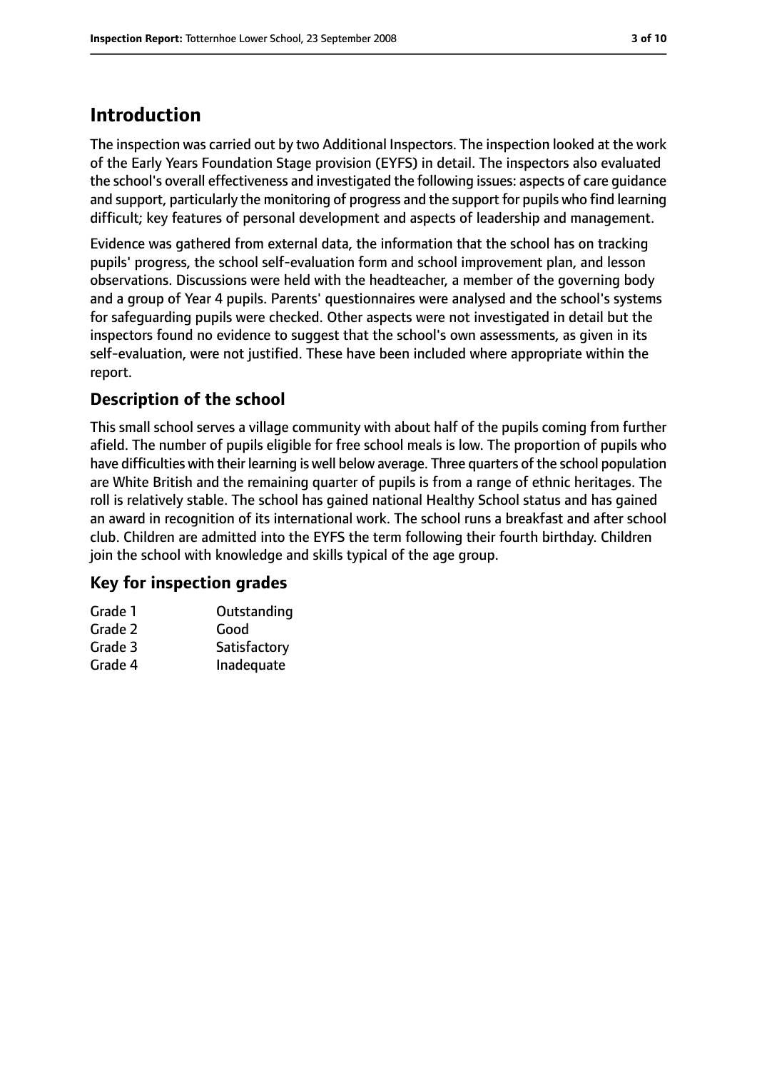# Introduction

The inspection was carried out by two Additional Inspectors. The inspection looked at the work of the Early Years Foundation Stage provision (EYFS) in detail. The inspectors also evaluated the school's overall effectiveness and investigated the following issues: aspects of care guidance and support, particularly the monitoring of progress and the support for pupils who find learning difficult; key features of personal development and aspects of leadership and management.

Evidence was gathered from external data, the information that the school has on tracking pupils' progress, the school self-evaluation form and school improvement plan, and lesson observations. Discussions were held with the headteacher, a member of the governing body and a group of Year 4 pupils. Parents' questionnaires were analysed and the school's systems for safeguarding pupils were checked. Other aspects were not investigated in detail but the inspectors found no evidence to suggest that the school's own assessments, as given in its self-evaluation, were not justified. These have been included where appropriate within the report.

## Description of the school

This small school serves a village community with about half of the pupils coming from further afield. The number of pupils eligible for free school meals is low. The proportion of pupils who have difficulties with their learning is well below average. Three quarters of the school population are White British and the remaining quarter of pupils is from a range of ethnic heritages. The roll is relatively stable. The school has gained national Healthy School status and has gained an award in recognition of its international work. The school runs a breakfast and after school club. Children are admitted into the EYFS the term following their fourth birthday. Children join the school with knowledge and skills typical of the age group.

## Key for inspection grades

| | |
|---|---|
| Grade 1 | Outstanding |
| Grade 2 | Good |
| Grade 3 | Satisfactory |
| Grade 4 | Inadequate |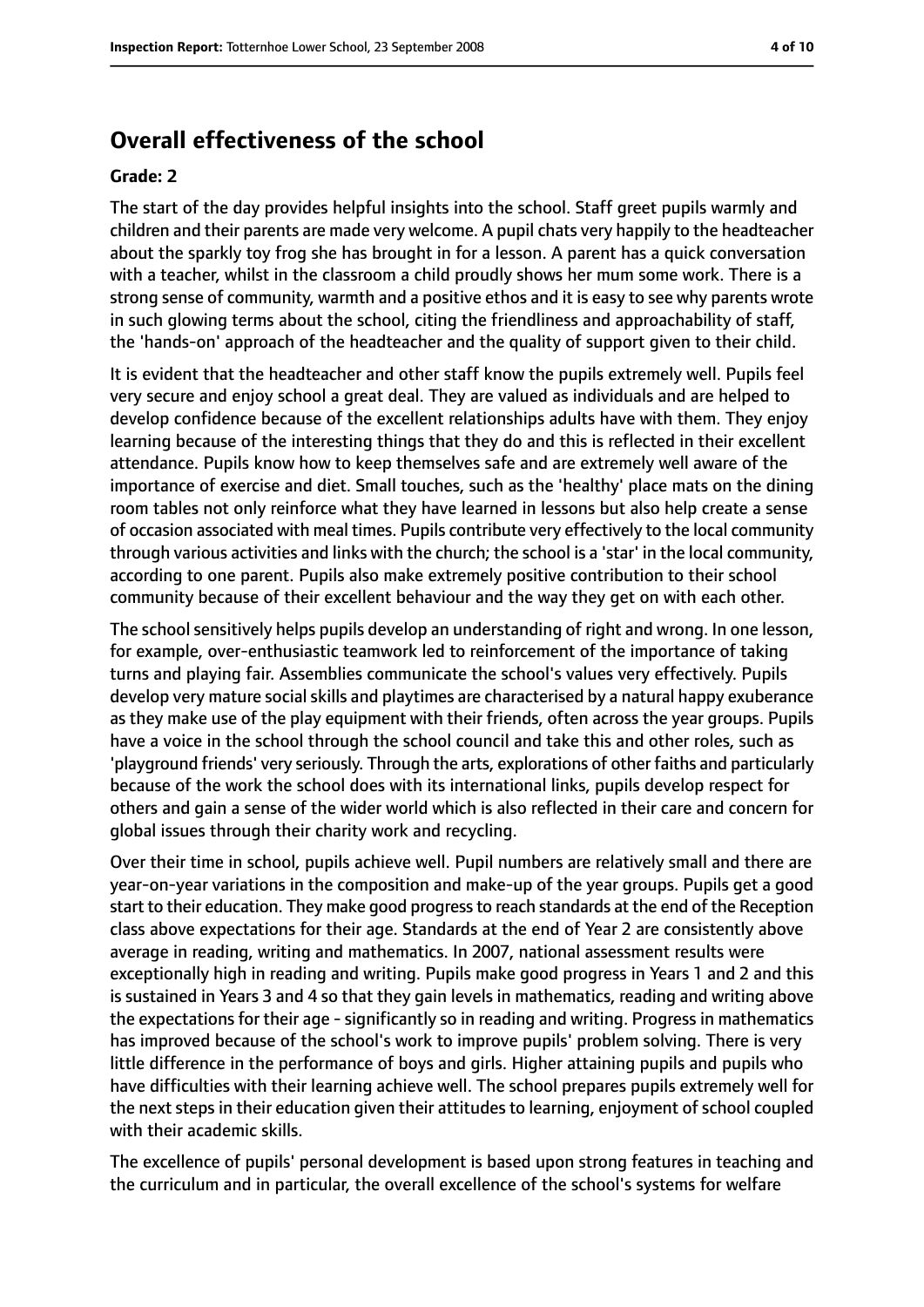## Overall effectiveness of the school

**Grade: 2**

The start of the day provides helpful insights into the school. Staff greet pupils warmly and children and their parents are made very welcome. A pupil chats very happily to the headteacher about the sparkly toy frog she has brought in for a lesson. A parent has a quick conversation with a teacher, whilst in the classroom a child proudly shows her mum some work. There is a strong sense of community, warmth and a positive ethos and it is easy to see why parents wrote in such glowing terms about the school, citing the friendliness and approachability of staff, the 'hands-on' approach of the headteacher and the quality of support given to their child.

It is evident that the headteacher and other staff know the pupils extremely well. Pupils feel very secure and enjoy school a great deal. They are valued as individuals and are helped to develop confidence because of the excellent relationships adults have with them. They enjoy learning because of the interesting things that they do and this is reflected in their excellent attendance. Pupils know how to keep themselves safe and are extremely well aware of the importance of exercise and diet. Small touches, such as the 'healthy' place mats on the dining room tables not only reinforce what they have learned in lessons but also help create a sense of occasion associated with meal times. Pupils contribute very effectively to the local community through various activities and links with the church; the school is a 'star' in the local community, according to one parent. Pupils also make extremely positive contribution to their school community because of their excellent behaviour and the way they get on with each other.

The school sensitively helps pupils develop an understanding of right and wrong. In one lesson, for example, over-enthusiastic teamwork led to reinforcement of the importance of taking turns and playing fair. Assemblies communicate the school's values very effectively. Pupils develop very mature social skills and playtimes are characterised by a natural happy exuberance as they make use of the play equipment with their friends, often across the year groups. Pupils have a voice in the school through the school council and take this and other roles, such as 'playground friends' very seriously. Through the arts, explorations of other faiths and particularly because of the work the school does with its international links, pupils develop respect for others and gain a sense of the wider world which is also reflected in their care and concern for global issues through their charity work and recycling.

Over their time in school, pupils achieve well. Pupil numbers are relatively small and there are year-on-year variations in the composition and make-up of the year groups. Pupils get a good start to their education. They make good progress to reach standards at the end of the Reception class above expectations for their age. Standards at the end of Year 2 are consistently above average in reading, writing and mathematics. In 2007, national assessment results were exceptionally high in reading and writing. Pupils make good progress in Years 1 and 2 and this is sustained in Years 3 and 4 so that they gain levels in mathematics, reading and writing above the expectations for their age - significantly so in reading and writing. Progress in mathematics has improved because of the school's work to improve pupils' problem solving. There is very little difference in the performance of boys and girls. Higher attaining pupils and pupils who have difficulties with their learning achieve well. The school prepares pupils extremely well for the next steps in their education given their attitudes to learning, enjoyment of school coupled with their academic skills.

The excellence of pupils' personal development is based upon strong features in teaching and the curriculum and in particular, the overall excellence of the school's systems for welfare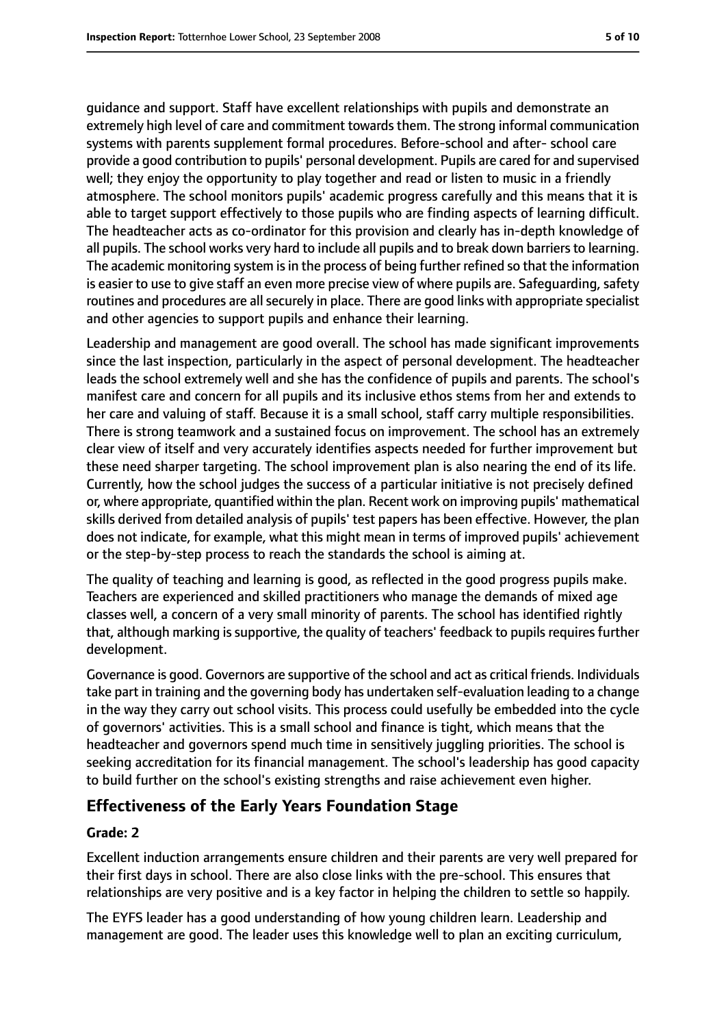guidance and support. Staff have excellent relationships with pupils and demonstrate an extremely high level of care and commitment towards them. The strong informal communication systems with parents supplement formal procedures. Before-school and after- school care provide a good contribution to pupils' personal development. Pupils are cared for and supervised well; they enjoy the opportunity to play together and read or listen to music in a friendly atmosphere. The school monitors pupils' academic progress carefully and this means that it is able to target support effectively to those pupils who are finding aspects of learning difficult. The headteacher acts as co-ordinator for this provision and clearly has in-depth knowledge of all pupils. The school works very hard to include all pupils and to break down barriers to learning. The academic monitoring system is in the process of being further refined so that the information is easier to use to give staff an even more precise view of where pupils are. Safeguarding, safety routines and procedures are all securely in place. There are good links with appropriate specialist and other agencies to support pupils and enhance their learning.

Leadership and management are good overall. The school has made significant improvements since the last inspection, particularly in the aspect of personal development. The headteacher leads the school extremely well and she has the confidence of pupils and parents. The school's manifest care and concern for all pupils and its inclusive ethos stems from her and extends to her care and valuing of staff. Because it is a small school, staff carry multiple responsibilities. There is strong teamwork and a sustained focus on improvement. The school has an extremely clear view of itself and very accurately identifies aspects needed for further improvement but these need sharper targeting. The school improvement plan is also nearing the end of its life. Currently, how the school judges the success of a particular initiative is not precisely defined or, where appropriate, quantified within the plan. Recent work on improving pupils' mathematical skills derived from detailed analysis of pupils' test papers has been effective. However, the plan does not indicate, for example, what this might mean in terms of improved pupils' achievement or the step-by-step process to reach the standards the school is aiming at.

The quality of teaching and learning is good, as reflected in the good progress pupils make. Teachers are experienced and skilled practitioners who manage the demands of mixed age classes well, a concern of a very small minority of parents. The school has identified rightly that, although marking is supportive, the quality of teachers' feedback to pupils requires further development.

Governance is good. Governors are supportive of the school and act as critical friends. Individuals take part in training and the governing body has undertaken self-evaluation leading to a change in the way they carry out school visits. This process could usefully be embedded into the cycle of governors' activities. This is a small school and finance is tight, which means that the headteacher and governors spend much time in sensitively juggling priorities. The school is seeking accreditation for its financial management. The school's leadership has good capacity to build further on the school's existing strengths and raise achievement even higher.

## Effectiveness of the Early Years Foundation Stage

### Grade: 2

Excellent induction arrangements ensure children and their parents are very well prepared for their first days in school. There are also close links with the pre-school. This ensures that relationships are very positive and is a key factor in helping the children to settle so happily.

The EYFS leader has a good understanding of how young children learn. Leadership and management are good. The leader uses this knowledge well to plan an exciting curriculum,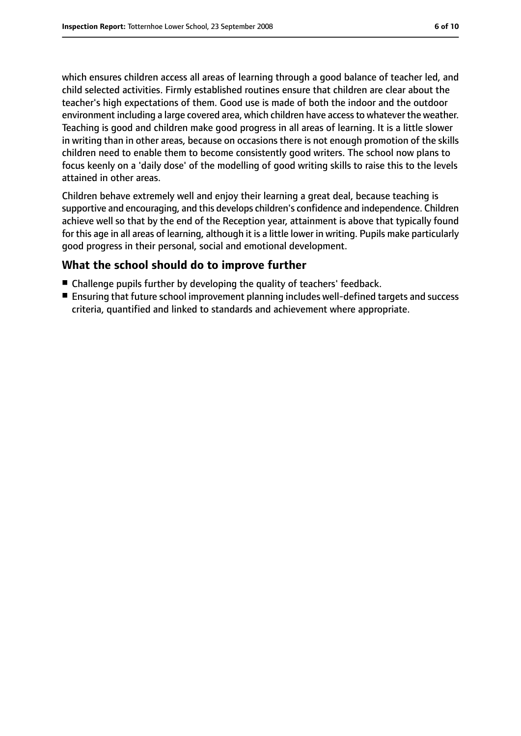which ensures children access all areas of learning through a good balance of teacher led, and child selected activities. Firmly established routines ensure that children are clear about the teacher's high expectations of them. Good use is made of both the indoor and the outdoor environment including a large covered area, which children have access to whatever the weather. Teaching is good and children make good progress in all areas of learning. It is a little slower in writing than in other areas, because on occasions there is not enough promotion of the skills children need to enable them to become consistently good writers. The school now plans to focus keenly on a 'daily dose' of the modelling of good writing skills to raise this to the levels attained in other areas.

Children behave extremely well and enjoy their learning a great deal, because teaching is supportive and encouraging, and this develops children's confidence and independence. Children achieve well so that by the end of the Reception year, attainment is above that typically found for this age in all areas of learning, although it is a little lower in writing. Pupils make particularly good progress in their personal, social and emotional development.

## What the school should do to improve further

- Challenge pupils further by developing the quality of teachers' feedback.
- Ensuring that future school improvement planning includes well-defined targets and success criteria, quantified and linked to standards and achievement where appropriate.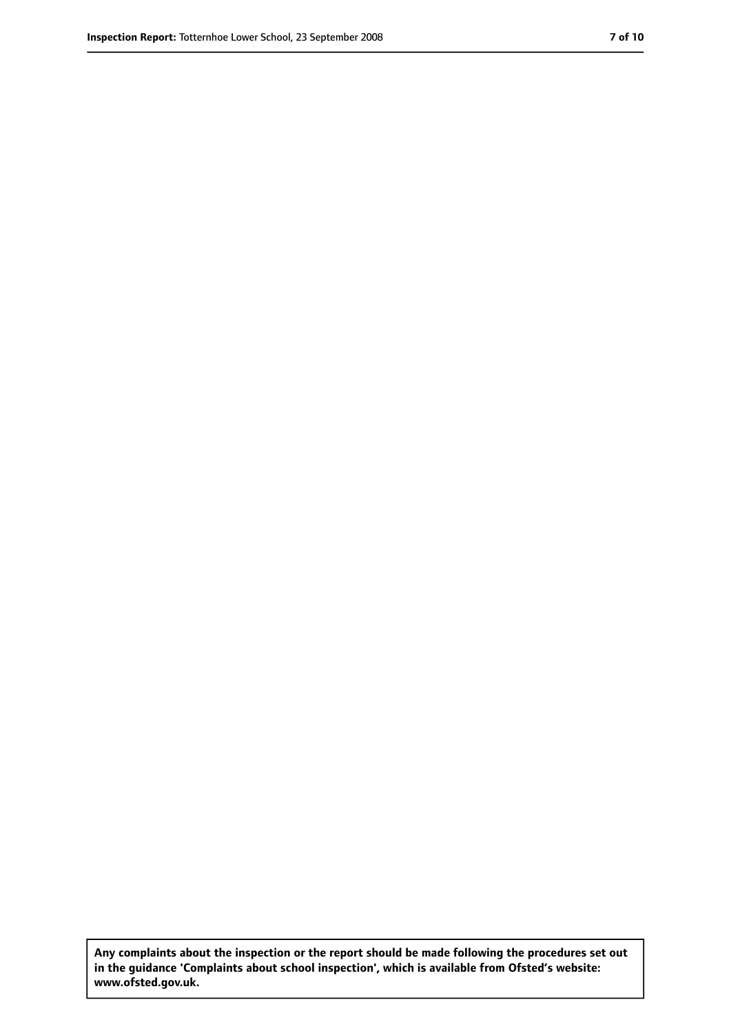**Any complaints about the inspection or the report should be made following the procedures set out in the guidance 'Complaints about school inspection', which is available from Ofsted's website: www.ofsted.gov.uk.**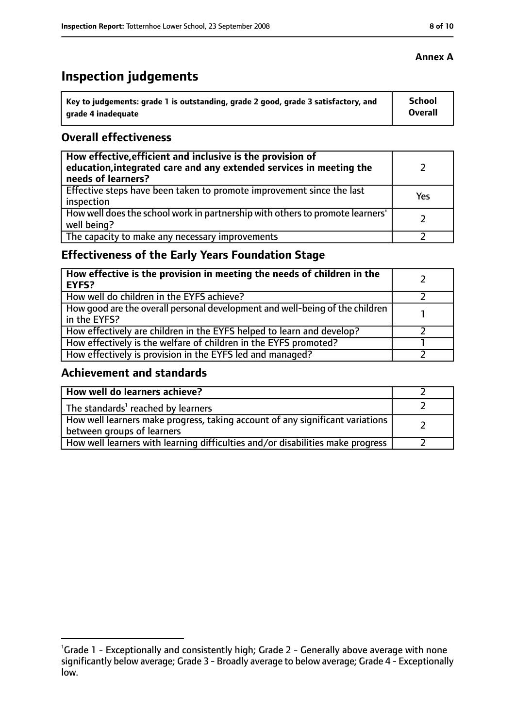**Annex A**

# Inspection judgements

| Key to judgements: grade 1 is outstanding, grade 2 good, grade 3 satisfactory, and grade 4 inadequate | School Overall |
|---|---|

## Overall effectiveness

| | |
|---|---|
| **How effective, efficient and inclusive is the provision of education, integrated care and any extended services in meeting the needs of learners?** | 2 |
| Effective steps have been taken to promote improvement since the last inspection | Yes |
| How well does the school work in partnership with others to promote learners' well being? | 2 |
| The capacity to make any necessary improvements | 2 |

## Effectiveness of the Early Years Foundation Stage

| | |
|---|---|
| **How effective is the provision in meeting the needs of children in the EYFS?** | 2 |
| How well do children in the EYFS achieve? | 2 |
| How good are the overall personal development and well-being of the children in the EYFS? | 1 |
| How effectively are children in the EYFS helped to learn and develop? | 2 |
| How effectively is the welfare of children in the EYFS promoted? | 1 |
| How effectively is provision in the EYFS led and managed? | 2 |

## Achievement and standards

| | |
|---|---|
| **How well do learners achieve?** | 2 |
| The standards[1] reached by learners | 2 |
| How well learners make progress, taking account of any significant variations between groups of learners | 2 |
| How well learners with learning difficulties and/or disabilities make progress | 2 |

[1]Grade 1 - Exceptionally and consistently high; Grade 2 - Generally above average with none significantly below average; Grade 3 - Broadly average to below average; Grade 4 - Exceptionally low.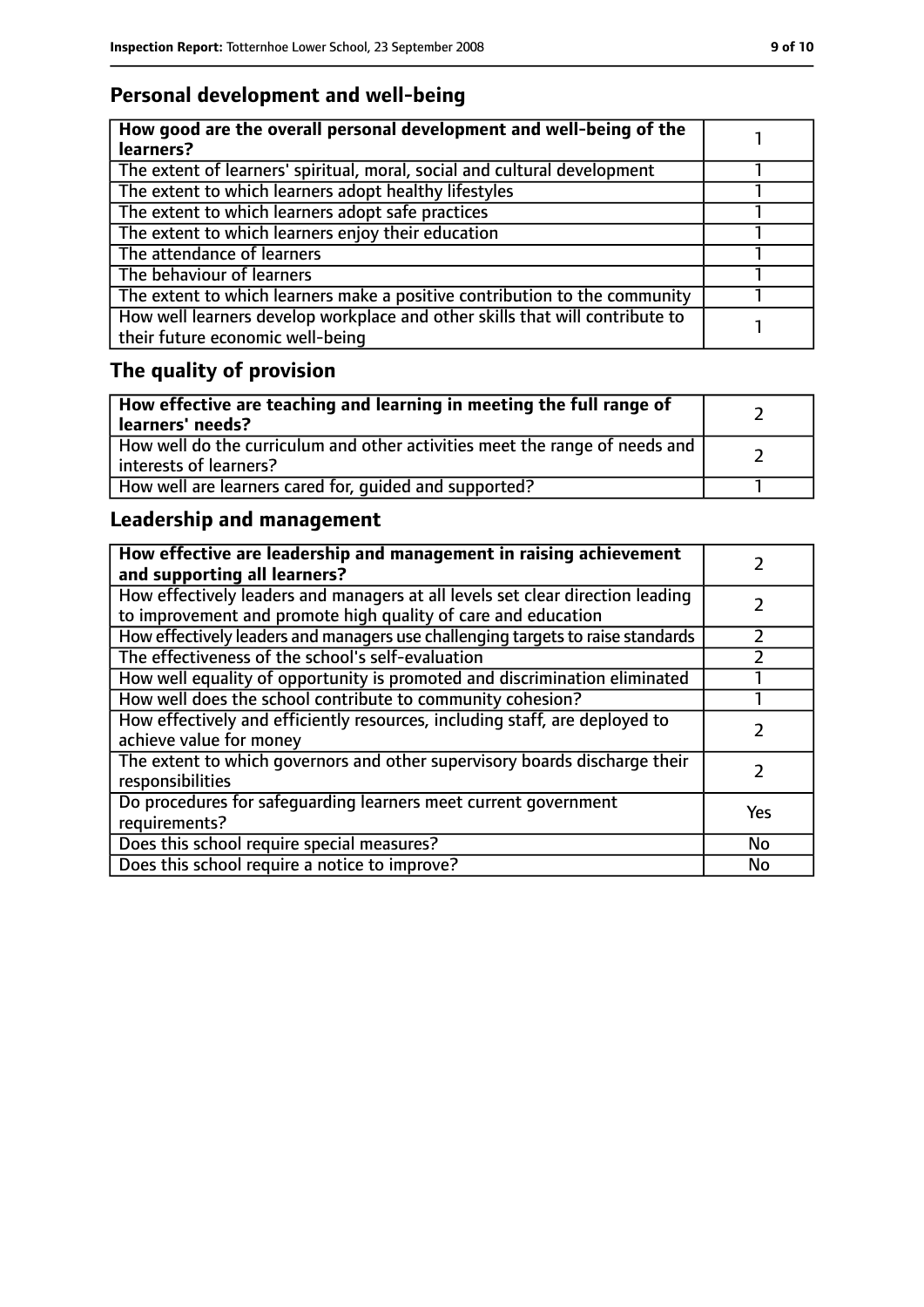## Personal development and well-being

| How good are the overall personal development and well-being of the learners? | 1 |
|---|---|
| The extent of learners' spiritual, moral, social and cultural development | 1 |
| The extent to which learners adopt healthy lifestyles | 1 |
| The extent to which learners adopt safe practices | 1 |
| The extent to which learners enjoy their education | 1 |
| The attendance of learners | 1 |
| The behaviour of learners | 1 |
| The extent to which learners make a positive contribution to the community | 1 |
| How well learners develop workplace and other skills that will contribute to their future economic well-being | 1 |

## The quality of provision

| How effective are teaching and learning in meeting the full range of learners' needs? | 2 |
|---|---|
| How well do the curriculum and other activities meet the range of needs and interests of learners? | 2 |
| How well are learners cared for, guided and supported? | 1 |

## Leadership and management

| How effective are leadership and management in raising achievement and supporting all learners? | 2 |
|---|---|
| How effectively leaders and managers at all levels set clear direction leading to improvement and promote high quality of care and education | 2 |
| How effectively leaders and managers use challenging targets to raise standards | 2 |
| The effectiveness of the school's self-evaluation | 2 |
| How well equality of opportunity is promoted and discrimination eliminated | 1 |
| How well does the school contribute to community cohesion? | 1 |
| How effectively and efficiently resources, including staff, are deployed to achieve value for money | 2 |
| The extent to which governors and other supervisory boards discharge their responsibilities | 2 |
| Do procedures for safeguarding learners meet current government requirements? | Yes |
| Does this school require special measures? | No |
| Does this school require a notice to improve? | No |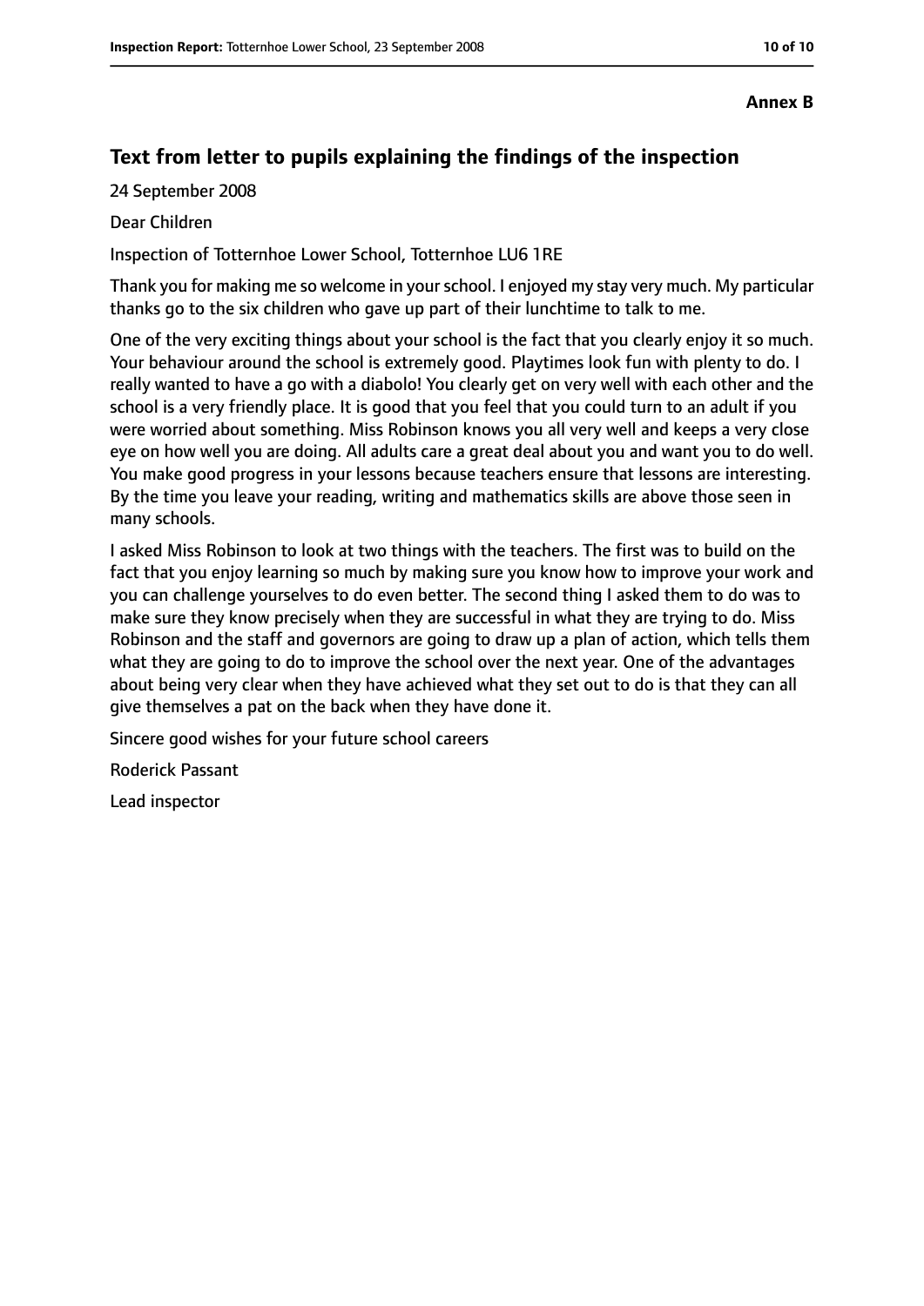**Annex B**

## Text from letter to pupils explaining the findings of the inspection

24 September 2008

Dear Children

Inspection of Totternhoe Lower School, Totternhoe LU6 1RE

Thank you for making me so welcome in your school. I enjoyed my stay very much. My particular thanks go to the six children who gave up part of their lunchtime to talk to me.

One of the very exciting things about your school is the fact that you clearly enjoy it so much. Your behaviour around the school is extremely good. Playtimes look fun with plenty to do. I really wanted to have a go with a diabolo! You clearly get on very well with each other and the school is a very friendly place. It is good that you feel that you could turn to an adult if you were worried about something. Miss Robinson knows you all very well and keeps a very close eye on how well you are doing. All adults care a great deal about you and want you to do well. You make good progress in your lessons because teachers ensure that lessons are interesting. By the time you leave your reading, writing and mathematics skills are above those seen in many schools.

I asked Miss Robinson to look at two things with the teachers. The first was to build on the fact that you enjoy learning so much by making sure you know how to improve your work and you can challenge yourselves to do even better. The second thing I asked them to do was to make sure they know precisely when they are successful in what they are trying to do. Miss Robinson and the staff and governors are going to draw up a plan of action, which tells them what they are going to do to improve the school over the next year. One of the advantages about being very clear when they have achieved what they set out to do is that they can all give themselves a pat on the back when they have done it.

Sincere good wishes for your future school careers

Roderick Passant

Lead inspector